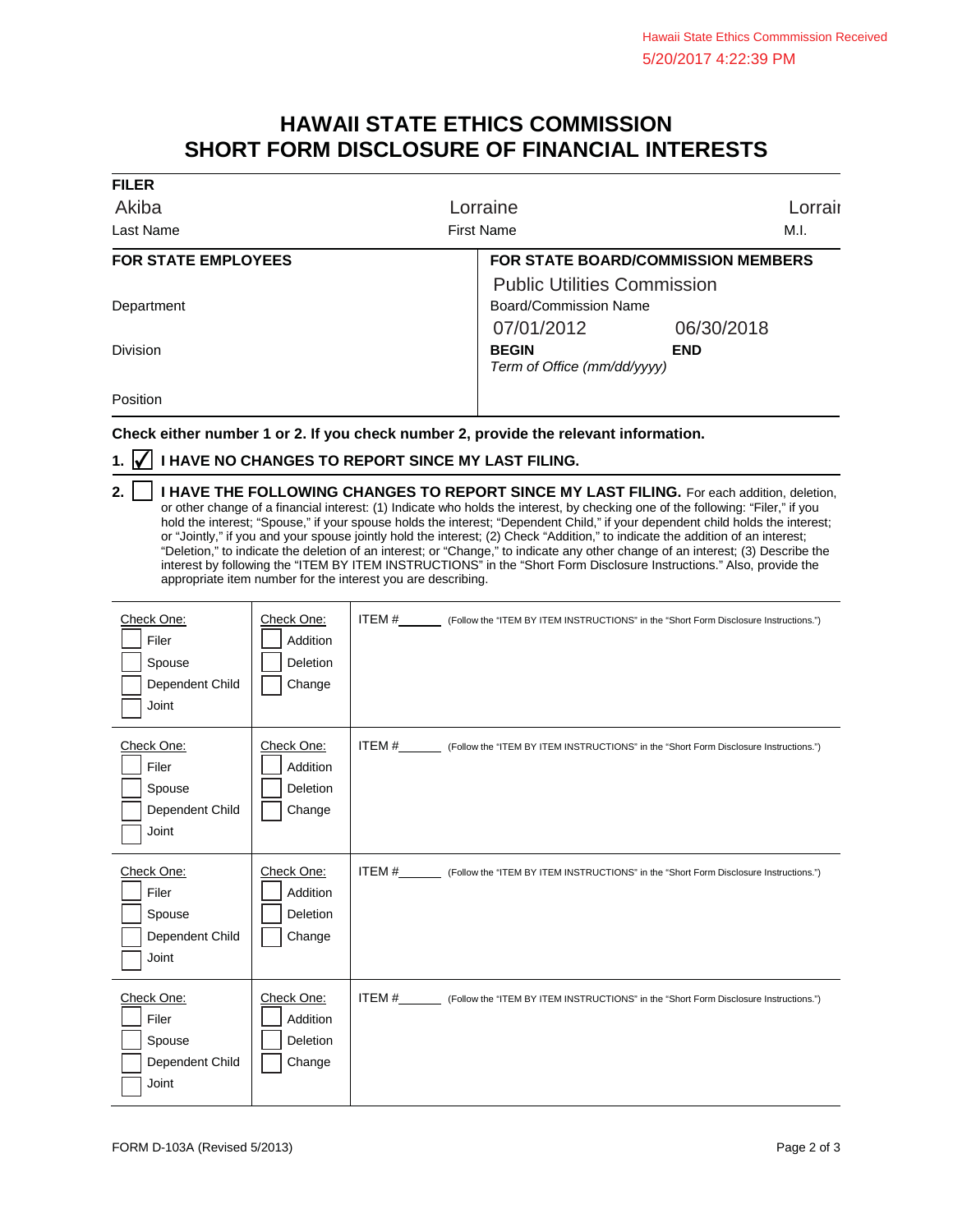Hawaii State Ethics Commmission Received
5/20/2017 4:22:39 PM

# HAWAII STATE ETHICS COMMISSION
# SHORT FORM DISCLOSURE OF FINANCIAL INTERESTS

**FILER**

| Akiba | Lorraine | Lorrai |
|---|---|---|
| Last Name | First Name | M.I. |

| **FOR STATE EMPLOYEES** | **FOR STATE BOARD/COMMISSION MEMBERS** | |
|---|---|---|
| Department | Public Utilities Commission<br>Board/Commission Name | |
| Division | 07/01/2012<br>**BEGIN** | 06/30/2018<br>**END** |
| | *Term of Office (mm/dd/yyyy)* | |
| Position | | |

**Check either number 1 or 2. If you check number 2, provide the relevant information.**

1. ☑ **I HAVE NO CHANGES TO REPORT SINCE MY LAST FILING.**

2. ☐ **I HAVE THE FOLLOWING CHANGES TO REPORT SINCE MY LAST FILING.** For each addition, deletion, or other change of a financial interest: (1) Indicate who holds the interest, by checking one of the following: "Filer," if you hold the interest; "Spouse," if your spouse holds the interest; "Dependent Child," if your dependent child holds the interest; or "Jointly," if you and your spouse jointly hold the interest; (2) Check "Addition," to indicate the addition of an interest; "Deletion," to indicate the deletion of an interest; or "Change," to indicate any other change of an interest; (3) Describe the interest by following the "ITEM BY ITEM INSTRUCTIONS" in the "Short Form Disclosure Instructions." Also, provide the appropriate item number for the interest you are describing.

| Check One: | Check One: | ITEM # |
|---|---|---|
| ☐ Filer<br>☐ Spouse<br>☐ Dependent Child<br>☐ Joint | ☐ Addition<br>☐ Deletion<br>☐ Change | ITEM #\_\_\_\_\_\_ (Follow the "ITEM BY ITEM INSTRUCTIONS" in the "Short Form Disclosure Instructions.") |
| ☐ Filer<br>☐ Spouse<br>☐ Dependent Child<br>☐ Joint | ☐ Addition<br>☐ Deletion<br>☐ Change | ITEM #\_\_\_\_\_\_ (Follow the "ITEM BY ITEM INSTRUCTIONS" in the "Short Form Disclosure Instructions.") |
| ☐ Filer<br>☐ Spouse<br>☐ Dependent Child<br>☐ Joint | ☐ Addition<br>☐ Deletion<br>☐ Change | ITEM #\_\_\_\_\_\_ (Follow the "ITEM BY ITEM INSTRUCTIONS" in the "Short Form Disclosure Instructions.") |
| ☐ Filer<br>☐ Spouse<br>☐ Dependent Child<br>☐ Joint | ☐ Addition<br>☐ Deletion<br>☐ Change | ITEM #\_\_\_\_\_\_ (Follow the "ITEM BY ITEM INSTRUCTIONS" in the "Short Form Disclosure Instructions.") |

FORM D-103A (Revised 5/2013)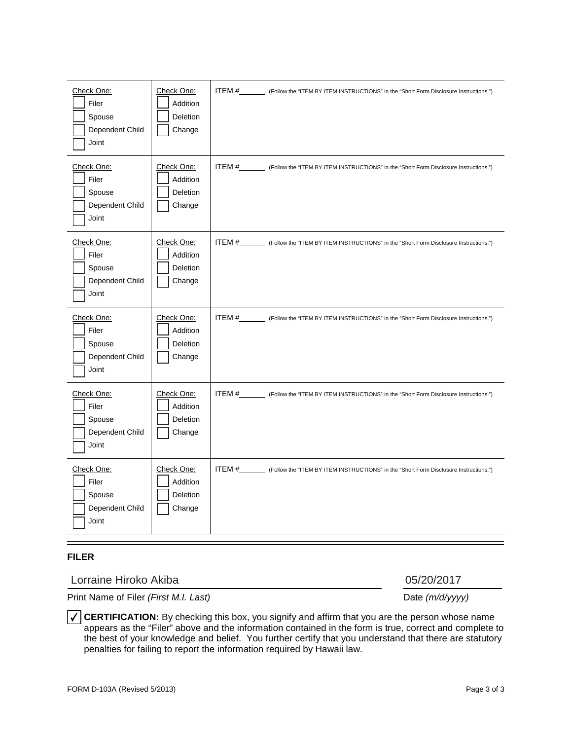| | | |
|---|---|---|
| Check One:<br>☐ Filer<br>☐ Spouse<br>☐ Dependent Child<br>☐ Joint | Check One:<br>☐ Addition<br>☐ Deletion<br>☐ Change | ITEM #______ (Follow the "ITEM BY ITEM INSTRUCTIONS" in the "Short Form Disclosure Instructions.") |
| Check One:<br>☐ Filer<br>☐ Spouse<br>☐ Dependent Child<br>☐ Joint | Check One:<br>☐ Addition<br>☐ Deletion<br>☐ Change | ITEM #______ (Follow the "ITEM BY ITEM INSTRUCTIONS" in the "Short Form Disclosure Instructions.") |
| Check One:<br>☐ Filer<br>☐ Spouse<br>☐ Dependent Child<br>☐ Joint | Check One:<br>☐ Addition<br>☐ Deletion<br>☐ Change | ITEM #______ (Follow the "ITEM BY ITEM INSTRUCTIONS" in the "Short Form Disclosure Instructions.") |
| Check One:<br>☐ Filer<br>☐ Spouse<br>☐ Dependent Child<br>☐ Joint | Check One:<br>☐ Addition<br>☐ Deletion<br>☐ Change | ITEM #______ (Follow the "ITEM BY ITEM INSTRUCTIONS" in the "Short Form Disclosure Instructions.") |
| Check One:<br>☐ Filer<br>☐ Spouse<br>☐ Dependent Child<br>☐ Joint | Check One:<br>☐ Addition<br>☐ Deletion<br>☐ Change | ITEM #______ (Follow the "ITEM BY ITEM INSTRUCTIONS" in the "Short Form Disclosure Instructions.") |
| Check One:<br>☐ Filer<br>☐ Spouse<br>☐ Dependent Child<br>☐ Joint | Check One:<br>☐ Addition<br>☐ Deletion<br>☐ Change | ITEM #______ (Follow the "ITEM BY ITEM INSTRUCTIONS" in the "Short Form Disclosure Instructions.") |

**FILER**

Lorraine Hiroko Akiba — 05/20/2017

Print Name of Filer *(First M.I. Last)* — Date *(m/d/yyyy)*

☑ **CERTIFICATION:** By checking this box, you signify and affirm that you are the person whose name appears as the "Filer" above and the information contained in the form is true, correct and complete to the best of your knowledge and belief. You further certify that you understand that there are statutory penalties for failing to report the information required by Hawaii law.

FORM D-103A (Revised 5/2013)